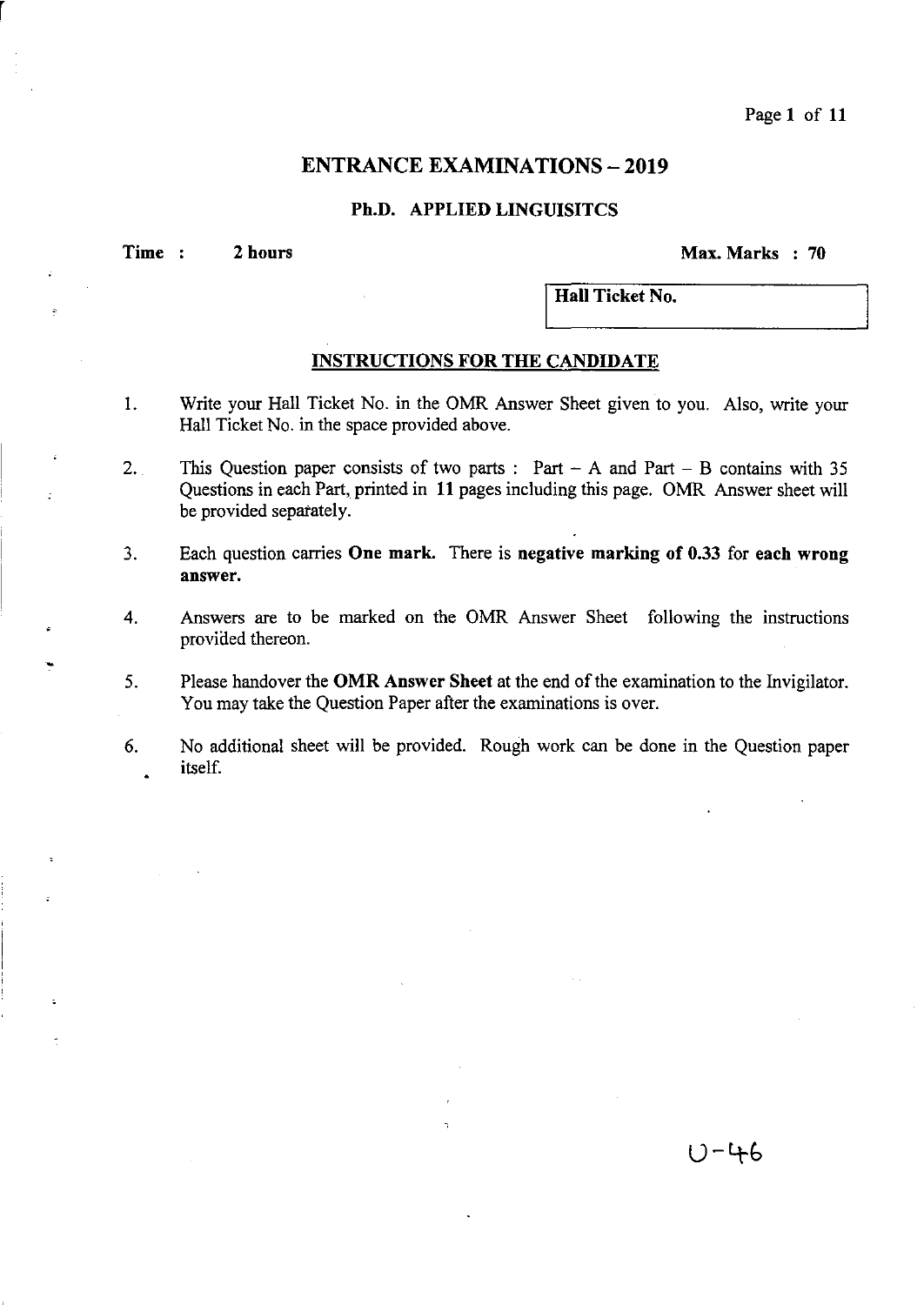# ENTRANCE EXAMINATIONS – 2019

## Ph.D. APPLIED LINGUISITCS

**Time : 2 hours** **Max. Marks : 70**

| **Hall Ticket No.** |
|---|
| |

### INSTRUCTIONS FOR THE CANDIDATE

1. Write your Hall Ticket No. in the OMR Answer Sheet given to you. Also, write your Hall Ticket No. in the space provided above.
2. This Question paper consists of two parts : Part – A and Part – B contains with 35 Questions in each Part, printed in **11** pages including this page. OMR Answer sheet will be provided separately.
3. Each question carries **One mark.** There is **negative marking of 0.33** for **each wrong answer.**
4. Answers are to be marked on the OMR Answer Sheet following the instructions provided thereon.
5. Please handover the **OMR Answer Sheet** at the end of the examination to the Invigilator. You may take the Question Paper after the examinations is over.
6. No additional sheet will be provided. Rough work can be done in the Question paper itself.

U-46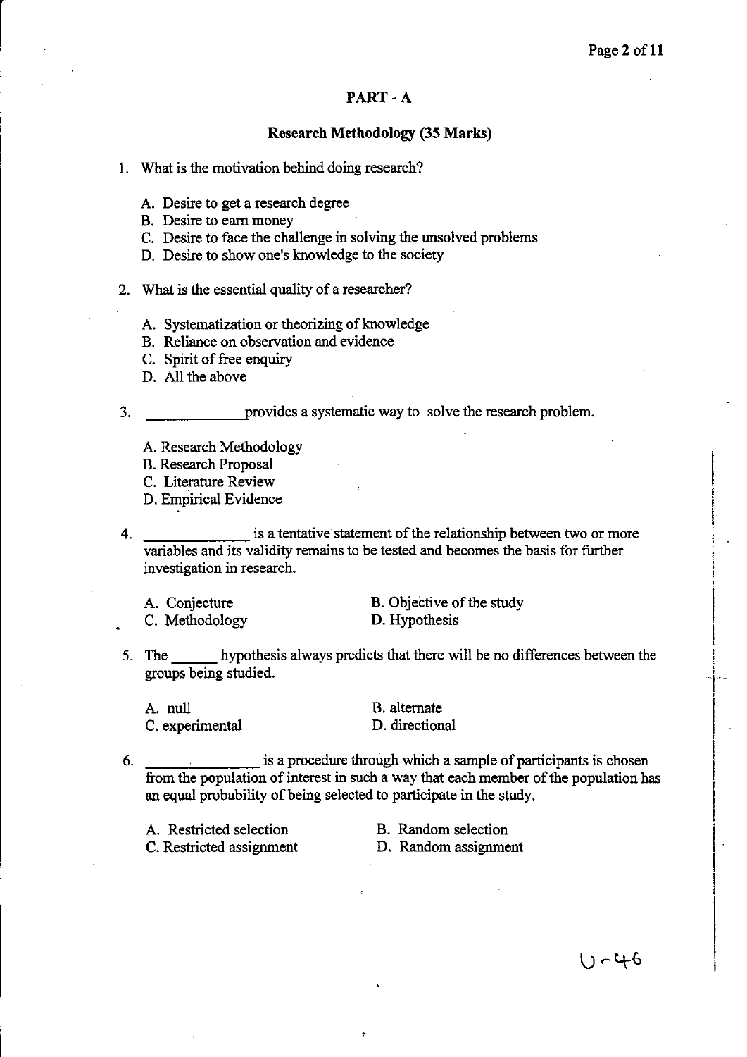## PART - A

### Research Methodology (35 Marks)

1. What is the motivation behind doing research?

   A. Desire to get a research degree
   B. Desire to earn money
   C. Desire to face the challenge in solving the unsolved problems
   D. Desire to show one's knowledge to the society

2. What is the essential quality of a researcher?

   A. Systematization or theorizing of knowledge
   B. Reliance on observation and evidence
   C. Spirit of free enquiry
   D. All the above

3. ____________ provides a systematic way to solve the research problem.

   A. Research Methodology
   B. Research Proposal
   C. Literature Review
   D. Empirical Evidence

4. ____________ is a tentative statement of the relationship between two or more variables and its validity remains to be tested and becomes the basis for further investigation in research.

   A. Conjecture
   B. Objective of the study
   C. Methodology
   D. Hypothesis

5. The ______ hypothesis always predicts that there will be no differences between the groups being studied.

   A. null
   B. alternate
   C. experimental
   D. directional

6. ____________ is a procedure through which a sample of participants is chosen from the population of interest in such a way that each member of the population has an equal probability of being selected to participate in the study.

   A. Restricted selection
   B. Random selection
   C. Restricted assignment
   D. Random assignment

U-46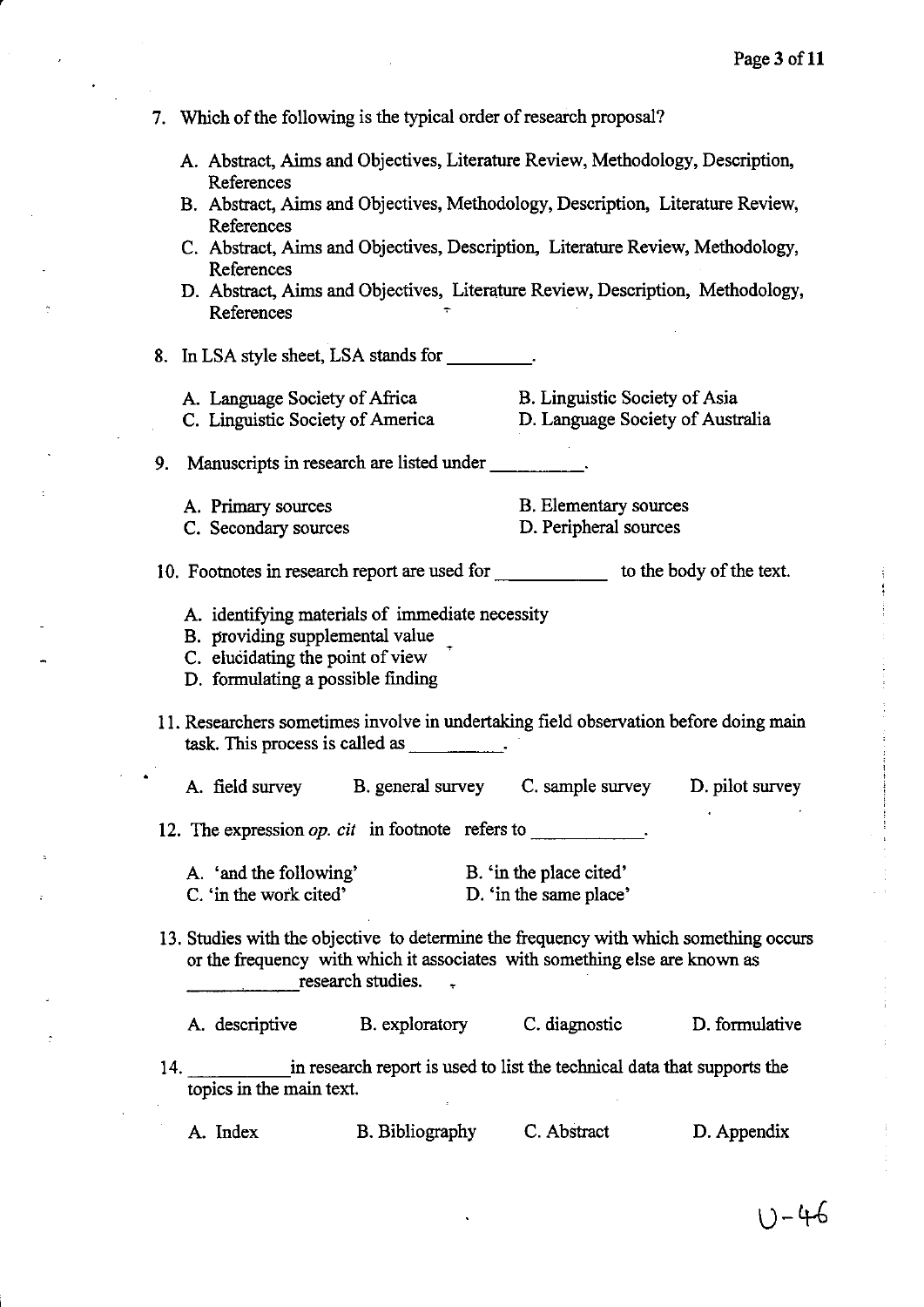7. Which of the following is the typical order of research proposal?

   A. Abstract, Aims and Objectives, Literature Review, Methodology, Description, References
   B. Abstract, Aims and Objectives, Methodology, Description, Literature Review, References
   C. Abstract, Aims and Objectives, Description, Literature Review, Methodology, References
   D. Abstract, Aims and Objectives, Literature Review, Description, Methodology, References

8. In LSA style sheet, LSA stands for _________.

   A. Language Society of Africa
   B. Linguistic Society of Asia
   C. Linguistic Society of America
   D. Language Society of Australia

9. Manuscripts in research are listed under __________.

   A. Primary sources
   B. Elementary sources
   C. Secondary sources
   D. Peripheral sources

10. Footnotes in research report are used for ___________ to the body of the text.

    A. identifying materials of immediate necessity
    B. providing supplemental value
    C. elucidating the point of view
    D. formulating a possible finding

11. Researchers sometimes involve in undertaking field observation before doing main task. This process is called as __________.

    A. field survey
    B. general survey
    C. sample survey
    D. pilot survey

12. The expression *op. cit* in footnote refers to ___________.

    A. 'and the following'
    B. 'in the place cited'
    C. 'in the work cited'
    D. 'in the same place'

13. Studies with the objective to determine the frequency with which something occurs or the frequency with which it associates with something else are known as ___________ research studies.

    A. descriptive
    B. exploratory
    C. diagnostic
    D. formulative

14. __________ in research report is used to list the technical data that supports the topics in the main text.

    A. Index
    B. Bibliography
    C. Abstract
    D. Appendix

U-46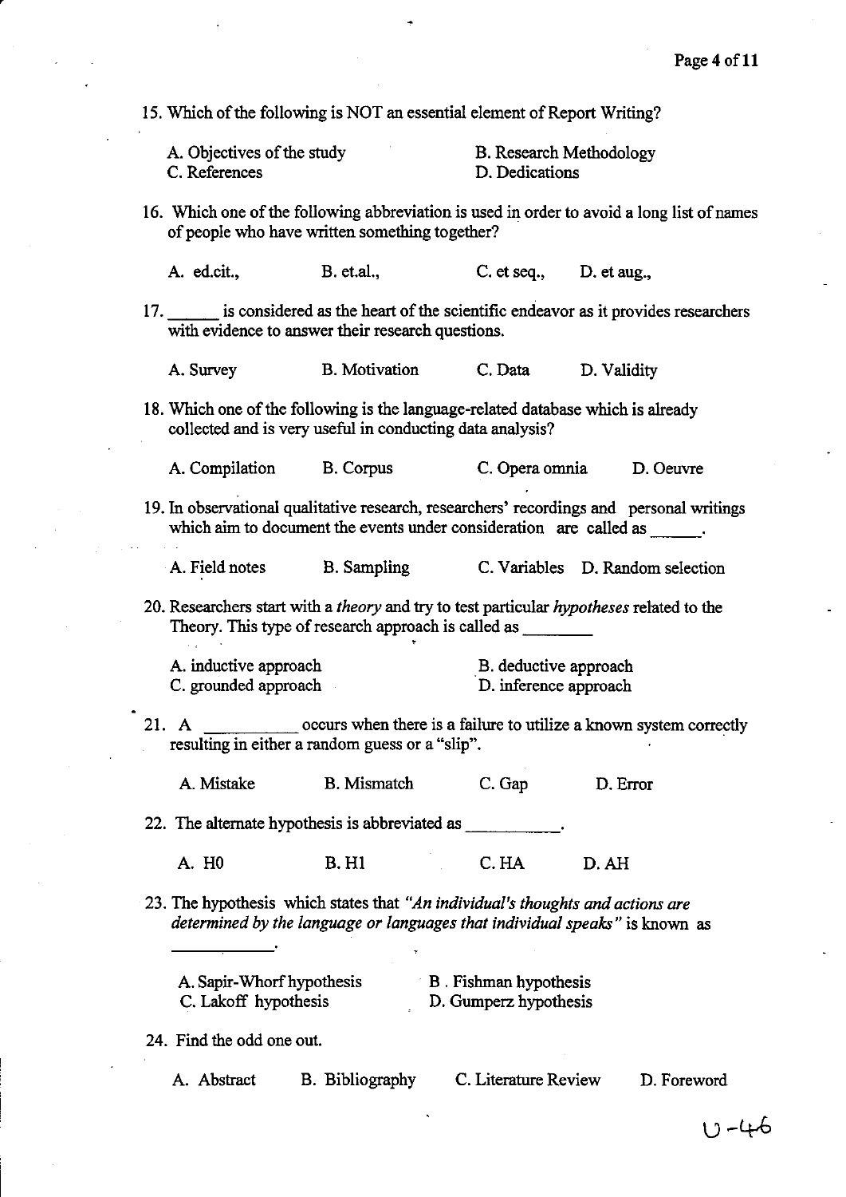15. Which of the following is NOT an essential element of Report Writing?

A. Objectives of the study
B. Research Methodology
C. References
D. Dedications

16. Which one of the following abbreviation is used in order to avoid a long list of names of people who have written something together?

A. ed.cit.,
B. et.al.,
C. et seq.,
D. et aug.,

17. ______ is considered as the heart of the scientific endeavor as it provides researchers with evidence to answer their research questions.

A. Survey
B. Motivation
C. Data
D. Validity

18. Which one of the following is the language-related database which is already collected and is very useful in conducting data analysis?

A. Compilation
B. Corpus
C. Opera omnia
D. Oeuvre

19. In observational qualitative research, researchers' recordings and personal writings which aim to document the events under consideration are called as ______.

A. Field notes
B. Sampling
C. Variables
D. Random selection

20. Researchers start with a *theory* and try to test particular *hypotheses* related to the Theory. This type of research approach is called as ________

A. inductive approach
B. deductive approach
C. grounded approach
D. inference approach

21. A __________ occurs when there is a failure to utilize a known system correctly resulting in either a random guess or a "slip".

A. Mistake
B. Mismatch
C. Gap
D. Error

22. The alternate hypothesis is abbreviated as __________.

A. H0
B. H1
C. HA
D. AH

23. The hypothesis which states that *"An individual's thoughts and actions are determined by the language or languages that individual speaks"* is known as ___________.

A. Sapir-Whorf hypothesis
B. Fishman hypothesis
C. Lakoff hypothesis
D. Gumperz hypothesis

24. Find the odd one out.

A. Abstract
B. Bibliography
C. Literature Review
D. Foreword

U-46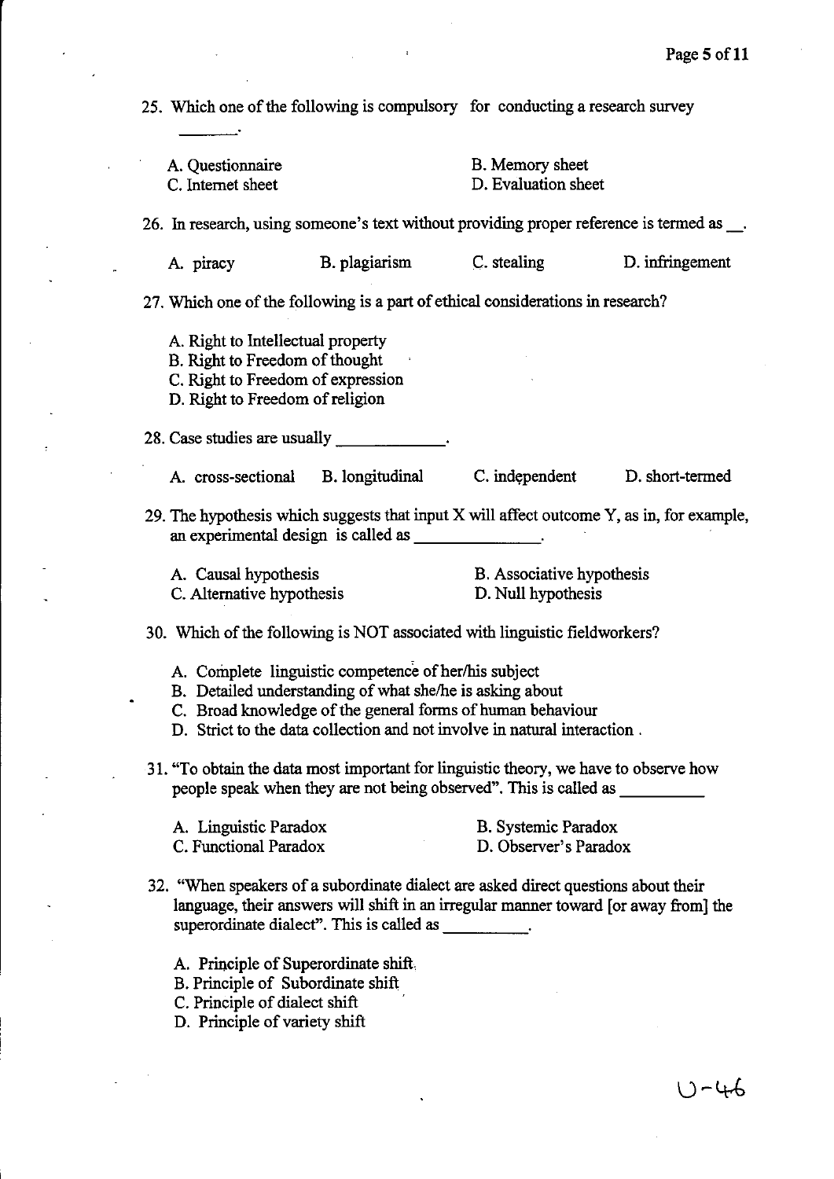25. Which one of the following is compulsory for conducting a research survey ______.

A. Questionnaire
B. Memory sheet
C. Internet sheet
D. Evaluation sheet

26. In research, using someone's text without providing proper reference is termed as __.

A. piracy
B. plagiarism
C. stealing
D. infringement

27. Which one of the following is a part of ethical considerations in research?

A. Right to Intellectual property
B. Right to Freedom of thought
C. Right to Freedom of expression
D. Right to Freedom of religion

28. Case studies are usually ____________.

A. cross-sectional
B. longitudinal
C. independent
D. short-termed

29. The hypothesis which suggests that input X will affect outcome Y, as in, for example, an experimental design is called as ______________.

A. Causal hypothesis
B. Associative hypothesis
C. Alternative hypothesis
D. Null hypothesis

30. Which of the following is NOT associated with linguistic fieldworkers?

A. Complete linguistic competence of her/his subject
B. Detailed understanding of what she/he is asking about
C. Broad knowledge of the general forms of human behaviour
D. Strict to the data collection and not involve in natural interaction .

31. "To obtain the data most important for linguistic theory, we have to observe how people speak when they are not being observed". This is called as _________

A. Linguistic Paradox
B. Systemic Paradox
C. Functional Paradox
D. Observer's Paradox

32. "When speakers of a subordinate dialect are asked direct questions about their language, their answers will shift in an irregular manner toward [or away from] the superordinate dialect". This is called as __________.

A. Principle of Superordinate shift
B. Principle of Subordinate shift
C. Principle of dialect shift
D. Principle of variety shift

U-46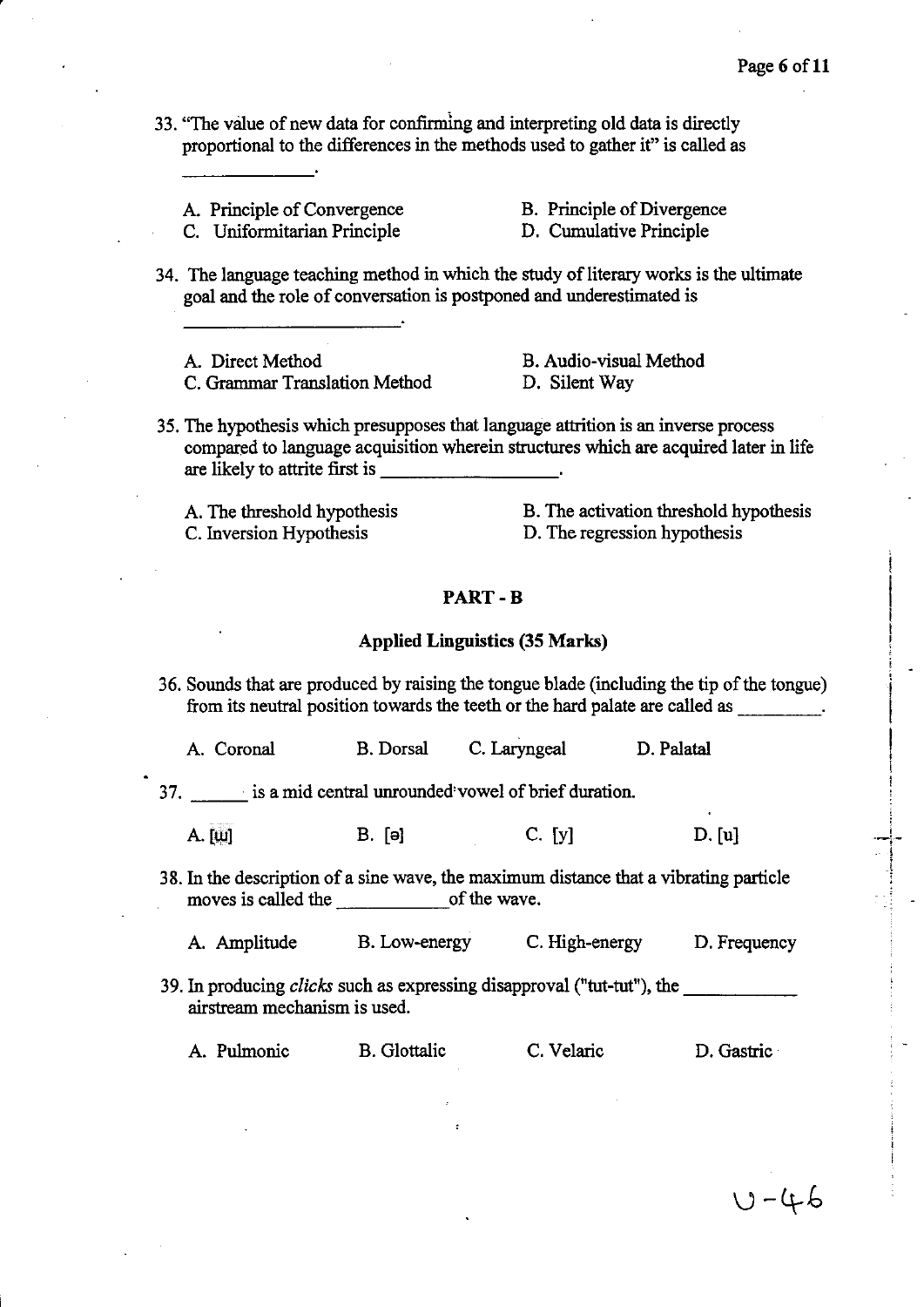33. "The value of new data for confirming and interpreting old data is directly proportional to the differences in the methods used to gather it" is called as ______________.

A. Principle of Convergence
B. Principle of Divergence
C. Uniformitarian Principle
D. Cumulative Principle

34. The language teaching method in which the study of literary works is the ultimate goal and the role of conversation is postponed and underestimated is ______________________.

A. Direct Method
B. Audio-visual Method
C. Grammar Translation Method
D. Silent Way

35. The hypothesis which presupposes that language attrition is an inverse process compared to language acquisition wherein structures which are acquired later in life are likely to attrite first is __________________.

A. The threshold hypothesis
B. The activation threshold hypothesis
C. Inversion Hypothesis
D. The regression hypothesis

## PART - B

### Applied Linguistics (35 Marks)

36. Sounds that are produced by raising the tongue blade (including the tip of the tongue) from its neutral position towards the teeth or the hard palate are called as _________.

A. Coronal
B. Dorsal
C. Laryngeal
D. Palatal

37. ______ is a mid central unrounded vowel of brief duration.

A. [ɯ]
B. [ə]
C. [y]
D. [u]

38. In the description of a sine wave, the maximum distance that a vibrating particle moves is called the ___________ of the wave.

A. Amplitude
B. Low-energy
C. High-energy
D. Frequency

39. In producing *clicks* such as expressing disapproval ("tut-tut"), the ___________ airstream mechanism is used.

A. Pulmonic
B. Glottalic
C. Velaric
D. Gastric

U-46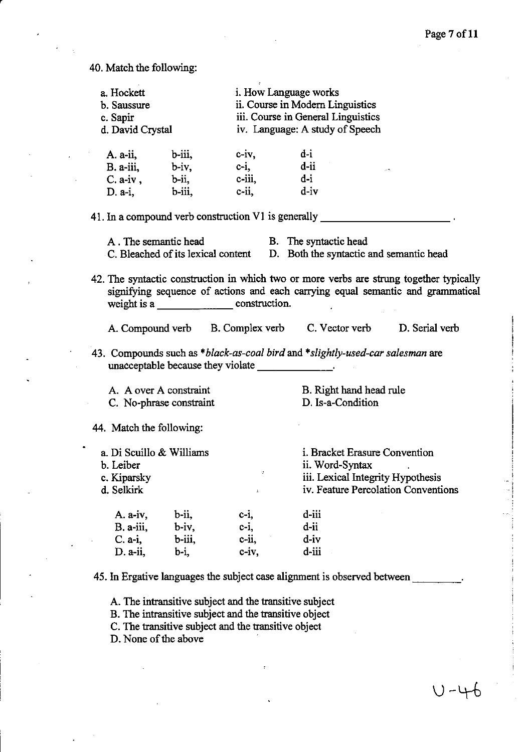40. Match the following:

| | |
|---|---|
| a. Hockett | i. How Language works |
| b. Saussure | ii. Course in Modern Linguistics |
| c. Sapir | iii. Course in General Linguistics |
| d. David Crystal | iv. Language: A study of Speech |

| | | | |
|---|---|---|---|
| A. a-ii, | b-iii, | c-iv, | d-i |
| B. a-iii, | b-iv, | c-i, | d-ii |
| C. a-iv , | b-ii, | c-iii, | d-i |
| D. a-i, | b-iii, | c-ii, | d-iv |

41. In a compound verb construction V1 is generally ______________________ .

A . The semantic head
B. The syntactic head
C. Bleached of its lexical content
D. Both the syntactic and semantic head

42. The syntactic construction in which two or more verbs are strung together typically signifying sequence of actions and each carrying equal semantic and grammatical weight is a ____________ construction.

A. Compound verb
B. Complex verb
C. Vector verb
D. Serial verb

43. Compounds such as **black-as-coal bird* and **slightly-used-car salesman* are unacceptable because they violate _____________.

A. A over A constraint
B. Right hand head rule
C. No-phrase constraint
D. Is-a-Condition

44. Match the following:

| | |
|---|---|
| a. Di Scuillo & Williams | i. Bracket Erasure Convention |
| b. Leiber | ii. Word-Syntax |
| c. Kiparsky | iii. Lexical Integrity Hypothesis |
| d. Selkirk | iv. Feature Percolation Conventions |

| | | | |
|---|---|---|---|
| A. a-iv, | b-ii, | c-i, | d-iii |
| B. a-iii, | b-iv, | c-i, | d-ii |
| C. a-i, | b-iii, | c-ii, | d-iv |
| D. a-ii, | b-i, | c-iv, | d-iii |

45. In Ergative languages the subject case alignment is observed between ________.

A. The intransitive subject and the transitive subject
B. The intransitive subject and the transitive object
C. The transitive subject and the transitive object
D. None of the above

U-46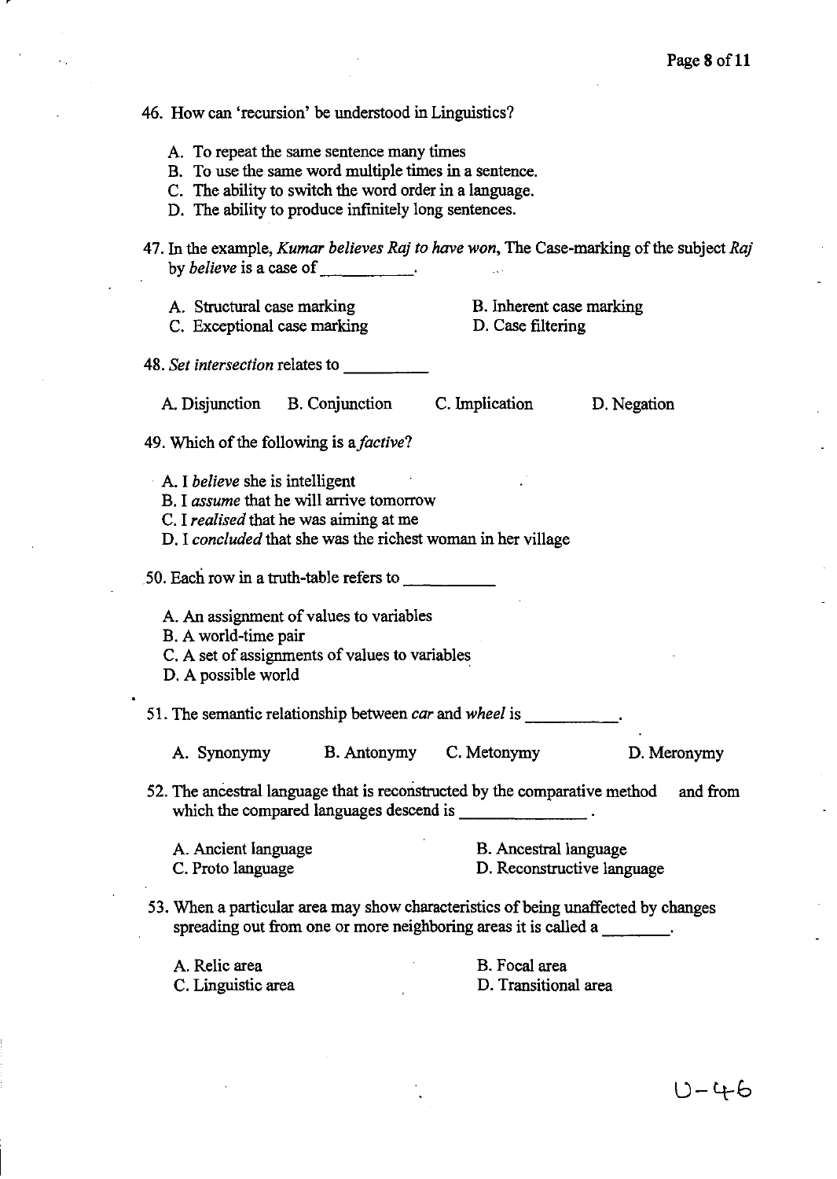46. How can 'recursion' be understood in Linguistics?

    A. To repeat the same sentence many times
    B. To use the same word multiple times in a sentence.
    C. The ability to switch the word order in a language.
    D. The ability to produce infinitely long sentences.

47. In the example, *Kumar believes Raj to have won*, The Case-marking of the subject *Raj* by *believe* is a case of __________.

    A. Structural case marking
    B. Inherent case marking
    C. Exceptional case marking
    D. Case filtering

48. *Set intersection* relates to __________

    A. Disjunction
    B. Conjunction
    C. Implication
    D. Negation

49. Which of the following is a *factive*?

    A. I *believe* she is intelligent
    B. I *assume* that he will arrive tomorrow
    C. I *realised* that he was aiming at me
    D. I *concluded* that she was the richest woman in her village

50. Each row in a truth-table refers to __________

    A. An assignment of values to variables
    B. A world-time pair
    C. A set of assignments of values to variables
    D. A possible world

51. The semantic relationship between *car* and *wheel* is __________.

    A. Synonymy
    B. Antonymy
    C. Metonymy
    D. Meronymy

52. The ancestral language that is reconstructed by the comparative method and from which the compared languages descend is ______________.

    A. Ancient language
    B. Ancestral language
    C. Proto language
    D. Reconstructive language

53. When a particular area may show characteristics of being unaffected by changes spreading out from one or more neighboring areas it is called a _______.

    A. Relic area
    B. Focal area
    C. Linguistic area
    D. Transitional area

U-46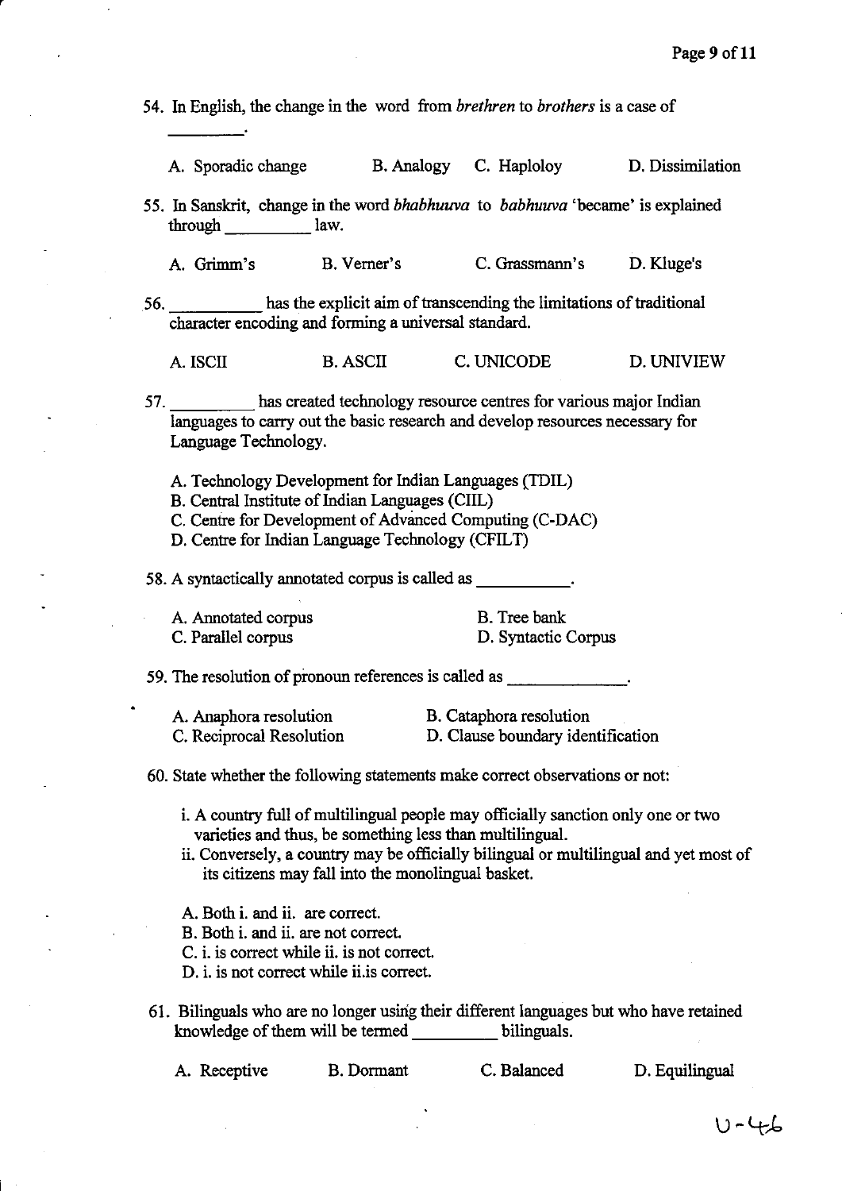54. In English, the change in the word from *brethren* to *brothers* is a case of \_\_\_\_\_\_\_\_\_.

    A. Sporadic change B. Analogy C. Haploloy D. Dissimilation

55. In Sanskrit, change in the word *bhabhuuva* to *babhuuva* 'became' is explained through \_\_\_\_\_\_\_\_\_\_ law.

    A. Grimm's B. Verner's C. Grassmann's D. Kluge's

56. \_\_\_\_\_\_\_\_\_\_ has the explicit aim of transcending the limitations of traditional character encoding and forming a universal standard.

    A. ISCII B. ASCII C. UNICODE D. UNIVIEW

57. \_\_\_\_\_\_\_\_\_\_ has created technology resource centres for various major Indian languages to carry out the basic research and develop resources necessary for Language Technology.

    A. Technology Development for Indian Languages (TDIL)
    B. Central Institute of Indian Languages (CIIL)
    C. Centre for Development of Advanced Computing (C-DAC)
    D. Centre for Indian Language Technology (CFILT)

58. A syntactically annotated corpus is called as \_\_\_\_\_\_\_\_\_\_\_.

    A. Annotated corpus B. Tree bank
    C. Parallel corpus D. Syntactic Corpus

59. The resolution of pronoun references is called as \_\_\_\_\_\_\_\_\_\_\_\_\_\_.

    A. Anaphora resolution B. Cataphora resolution
    C. Reciprocal Resolution D. Clause boundary identification

60. State whether the following statements make correct observations or not:

    i. A country full of multilingual people may officially sanction only one or two varieties and thus, be something less than multilingual.
    ii. Conversely, a country may be officially bilingual or multilingual and yet most of its citizens may fall into the monolingual basket.

    A. Both i. and ii. are correct.
    B. Both i. and ii. are not correct.
    C. i. is correct while ii. is not correct.
    D. i. is not correct while ii. is correct.

61. Bilinguals who are no longer using their different languages but who have retained knowledge of them will be termed \_\_\_\_\_\_\_\_\_\_ bilinguals.

    A. Receptive B. Dormant C. Balanced D. Equilingual

U-46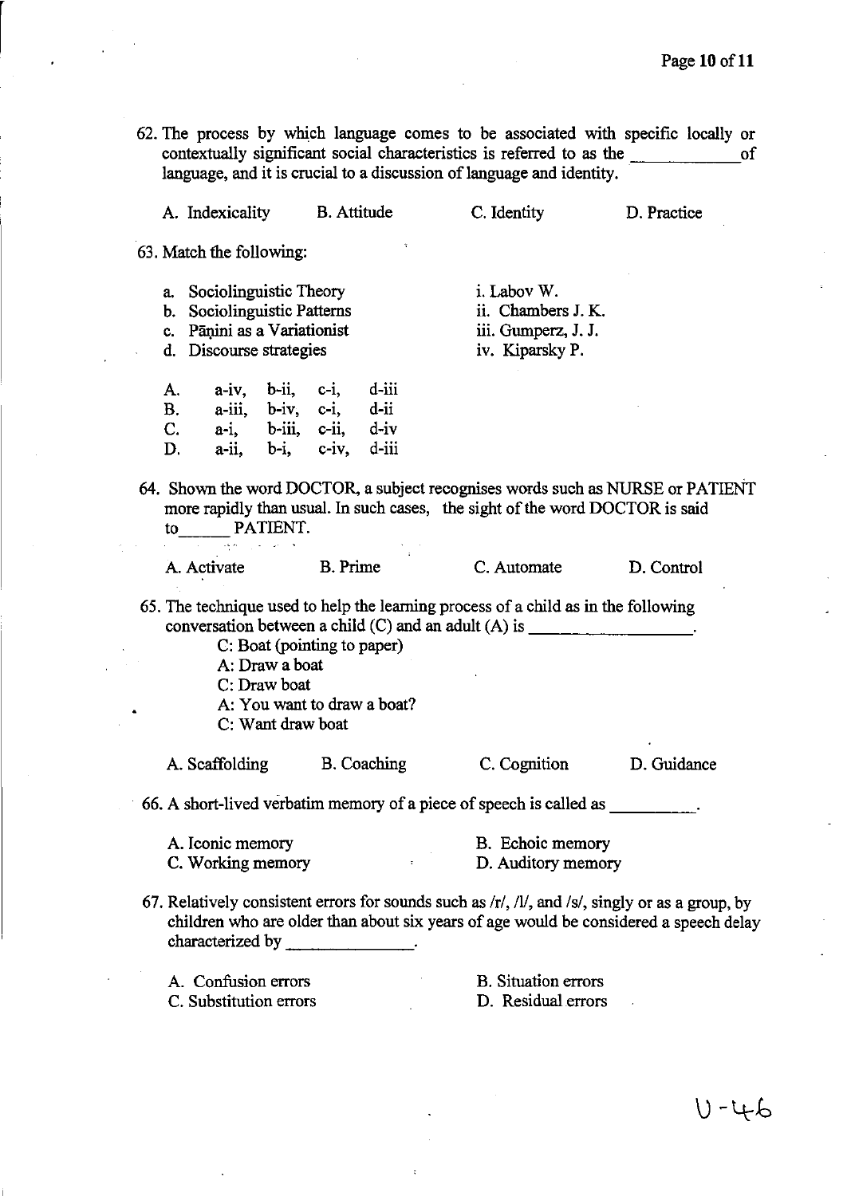62. The process by which language comes to be associated with specific locally or contextually significant social characteristics is referred to as the ____________ of language, and it is crucial to a discussion of language and identity.

A. Indexicality  B. Attitude  C. Identity  D. Practice

63. Match the following:

a. Sociolinguistic Theory  
b. Sociolinguistic Patterns  
c. Pāṇini as a Variationist  
d. Discourse strategies

i. Labov W.  
ii. Chambers J. K.  
iii. Gumperz, J. J.  
iv. Kiparsky P.

| | | | | |
|---|---|---|---|---|
| A. | a-iv, | b-ii, | c-i, | d-iii |
| B. | a-iii, | b-iv, | c-i, | d-ii |
| C. | a-i, | b-iii, | c-ii, | d-iv |
| D. | a-ii, | b-i, | c-iv, | d-iii |

64. Shown the word DOCTOR, a subject recognises words such as NURSE or PATIENT more rapidly than usual. In such cases, the sight of the word DOCTOR is said to______ PATIENT.

A. Activate  B. Prime  C. Automate  D. Control

65. The technique used to help the learning process of a child as in the following conversation between a child (C) and an adult (A) is __________________.

C: Boat (pointing to paper)  
A: Draw a boat  
C: Draw boat  
A: You want to draw a boat?  
C: Want draw boat

A. Scaffolding  B. Coaching  C. Cognition  D. Guidance

66. A short-lived verbatim memory of a piece of speech is called as _________.

A. Iconic memory  B. Echoic memory  
C. Working memory  D. Auditory memory

67. Relatively consistent errors for sounds such as /r/, /l/, and /s/, singly or as a group, by children who are older than about six years of age would be considered a speech delay characterized by ______________.

A. Confusion errors  B. Situation errors  
C. Substitution errors  D. Residual errors

U-46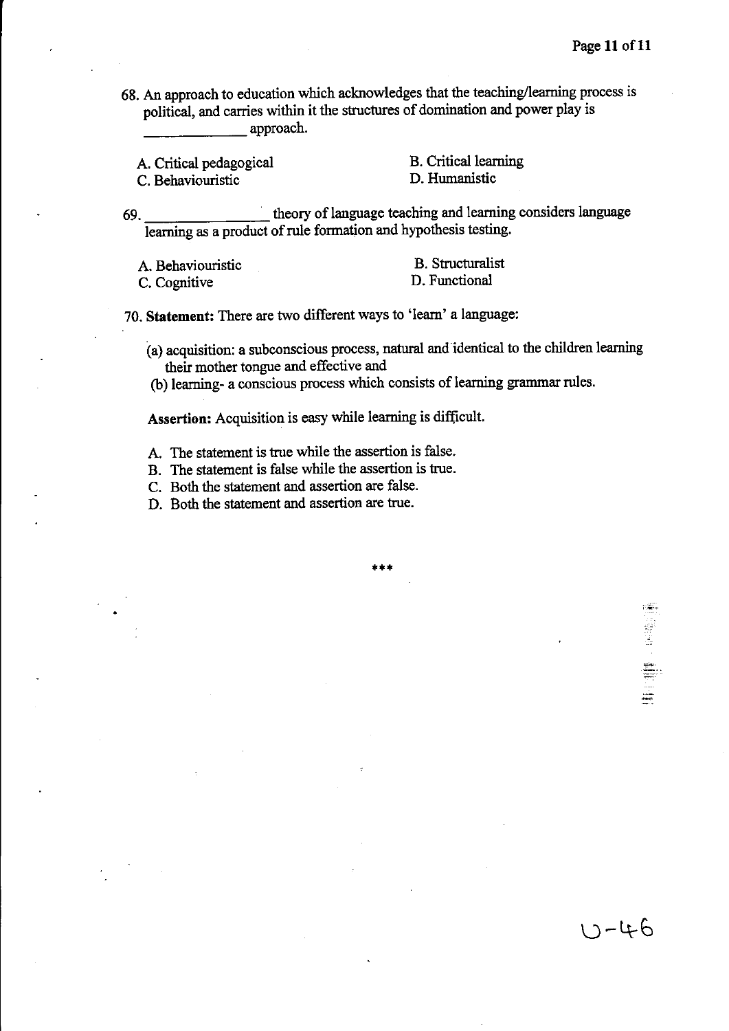68. An approach to education which acknowledges that the teaching/learning process is political, and carries within it the structures of domination and power play is _____________ approach.

A. Critical pedagogical
B. Critical learning
C. Behaviouristic
D. Humanistic

69. _______________ theory of language teaching and learning considers language learning as a product of rule formation and hypothesis testing.

A. Behaviouristic
B. Structuralist
C. Cognitive
D. Functional

70. **Statement:** There are two different ways to 'learn' a language:

(a) acquisition: a subconscious process, natural and identical to the children learning their mother tongue and effective and
(b) learning- a conscious process which consists of learning grammar rules.

**Assertion:** Acquisition is easy while learning is difficult.

A. The statement is true while the assertion is false.
B. The statement is false while the assertion is true.
C. Both the statement and assertion are false.
D. Both the statement and assertion are true.

***

U-46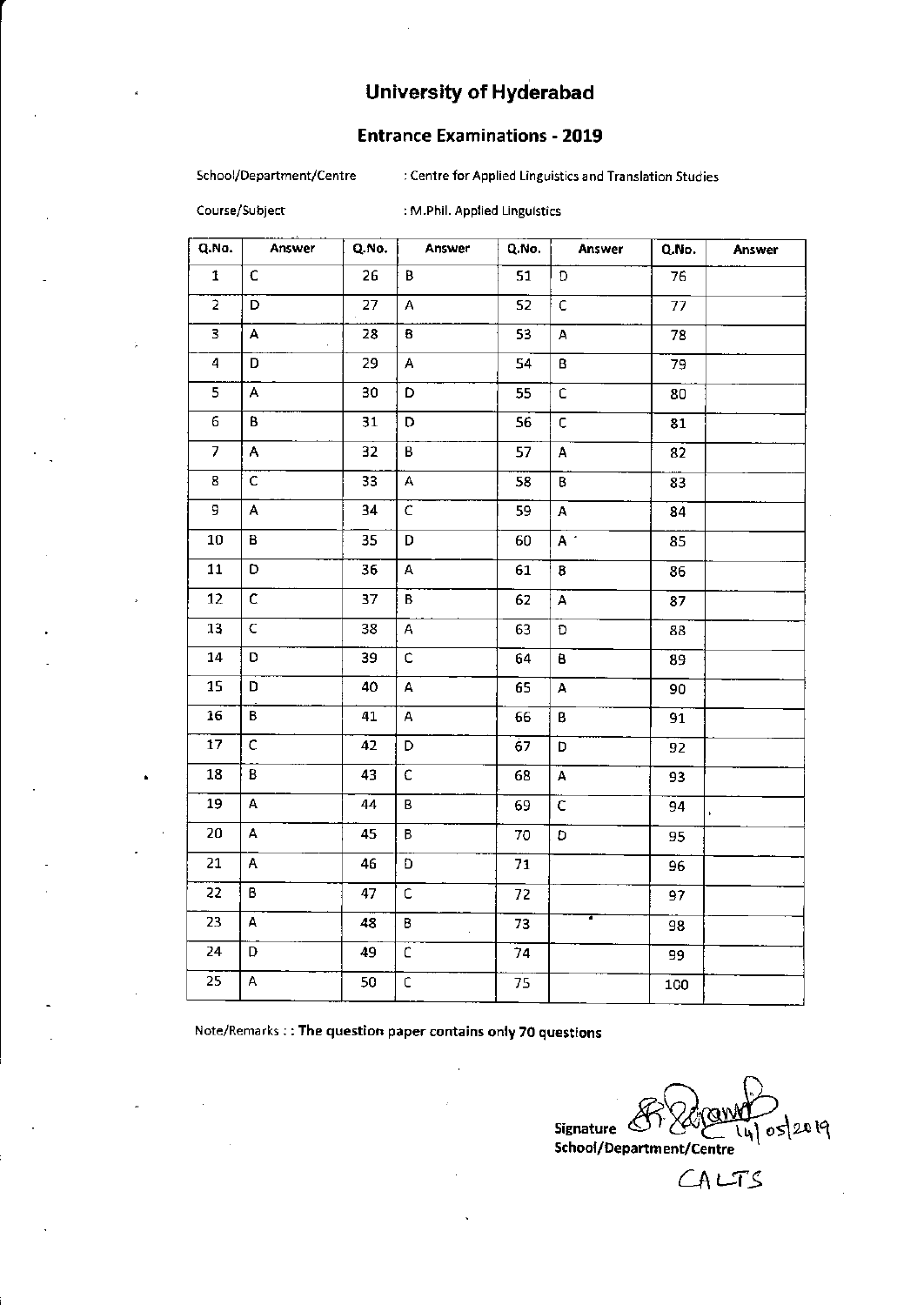# University of Hyderabad

## Entrance Examinations - 2019

School/Department/Centre : Centre for Applied Linguistics and Translation Studies

Course/Subject : M.Phil. Applied Linguistics

| Q.No. | Answer | Q.No. | Answer | Q.No. | Answer | Q.No. | Answer |
|---|---|---|---|---|---|---|---|
| 1 | C | 26 | B | 51 | D | 76 | |
| 2 | D | 27 | A | 52 | C | 77 | |
| 3 | A | 28 | B | 53 | A | 78 | |
| 4 | D | 29 | A | 54 | B | 79 | |
| 5 | A | 30 | D | 55 | C | 80 | |
| 6 | B | 31 | D | 56 | C | 81 | |
| 7 | A | 32 | B | 57 | A | 82 | |
| 8 | C | 33 | A | 58 | B | 83 | |
| 9 | A | 34 | C | 59 | A | 84 | |
| 10 | B | 35 | D | 60 | A | 85 | |
| 11 | D | 36 | A | 61 | B | 86 | |
| 12 | C | 37 | B | 62 | A | 87 | |
| 13 | C | 38 | A | 63 | D | 88 | |
| 14 | D | 39 | C | 64 | B | 89 | |
| 15 | D | 40 | A | 65 | A | 90 | |
| 16 | B | 41 | A | 66 | B | 91 | |
| 17 | C | 42 | D | 67 | D | 92 | |
| 18 | B | 43 | C | 68 | A | 93 | |
| 19 | A | 44 | B | 69 | C | 94 | |
| 20 | A | 45 | B | 70 | D | 95 | |
| 21 | A | 46 | D | 71 | | 96 | |
| 22 | B | 47 | C | 72 | | 97 | |
| 23 | A | 48 | B | 73 | | 98 | |
| 24 | D | 49 | C | 74 | | 99 | |
| 25 | A | 50 | C | 75 | | 100 | |

Note/Remarks : : **The question paper contains only 70 questions**

**Signature** 14/05/2019
**School/Department/Centre**

CALTS